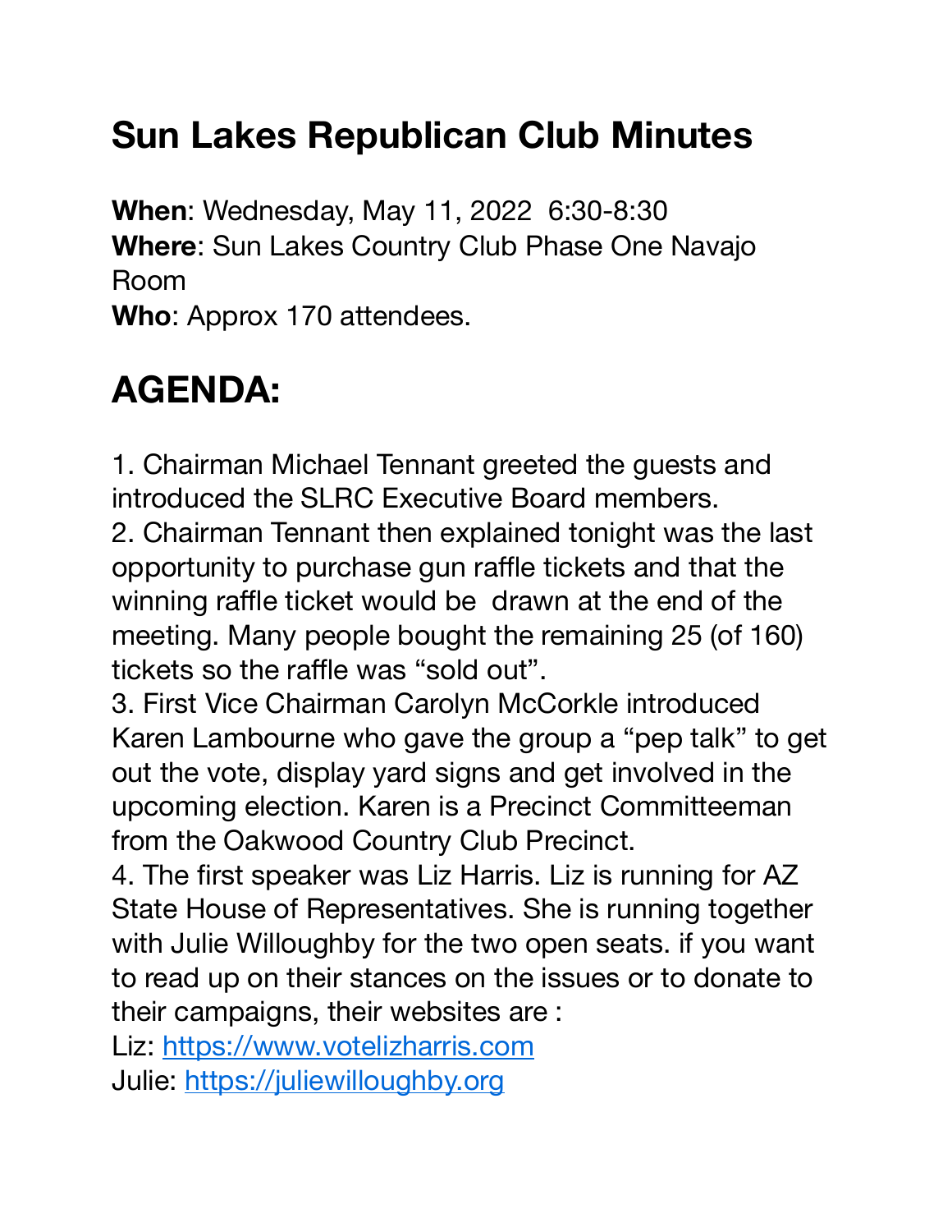# Sun Lakes Republican Club Minutes

**When**: Wednesday, May 11, 2022 6:30-8:30
**Where**: Sun Lakes Country Club Phase One Navajo Room
**Who**: Approx 170 attendees.

# AGENDA:

1. Chairman Michael Tennant greeted the guests and introduced the SLRC Executive Board members.
2. Chairman Tennant then explained tonight was the last opportunity to purchase gun raffle tickets and that the winning raffle ticket would be drawn at the end of the meeting. Many people bought the remaining 25 (of 160) tickets so the raffle was "sold out".
3. First Vice Chairman Carolyn McCorkle introduced Karen Lambourne who gave the group a "pep talk" to get out the vote, display yard signs and get involved in the upcoming election. Karen is a Precinct Committeeman from the Oakwood Country Club Precinct.
4. The first speaker was Liz Harris. Liz is running for AZ State House of Representatives. She is running together with Julie Willoughby for the two open seats. if you want to read up on their stances on the issues or to donate to their campaigns, their websites are :
Liz: https://www.votelizharris.com
Julie: https://juliewilloughby.org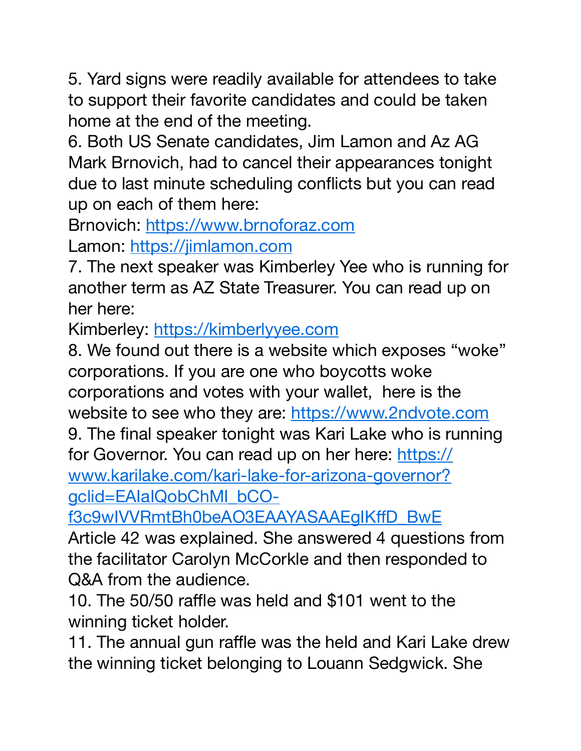5. Yard signs were readily available for attendees to take to support their favorite candidates and could be taken home at the end of the meeting.
6. Both US Senate candidates, Jim Lamon and Az AG Mark Brnovich, had to cancel their appearances tonight due to last minute scheduling conflicts but you can read up on each of them here:
Brnovich: https://www.brnoforaz.com
Lamon: https://jimlamon.com
7. The next speaker was Kimberley Yee who is running for another term as AZ State Treasurer. You can read up on her here:
Kimberley: https://kimberlyyee.com
8. We found out there is a website which exposes "woke" corporations. If you are one who boycotts woke corporations and votes with your wallet, here is the website to see who they are: https://www.2ndvote.com
9. The final speaker tonight was Kari Lake who is running for Governor. You can read up on her here: https://www.karilake.com/kari-lake-for-arizona-governor?gclid=EAIaIQobChMI_bCO-f3c9wIVVRmtBh0beAO3EAAYASAAEgIKffD_BwE
Article 42 was explained. She answered 4 questions from the facilitator Carolyn McCorkle and then responded to Q&A from the audience.
10. The 50/50 raffle was held and $101 went to the winning ticket holder.
11. The annual gun raffle was the held and Kari Lake drew the winning ticket belonging to Louann Sedgwick. She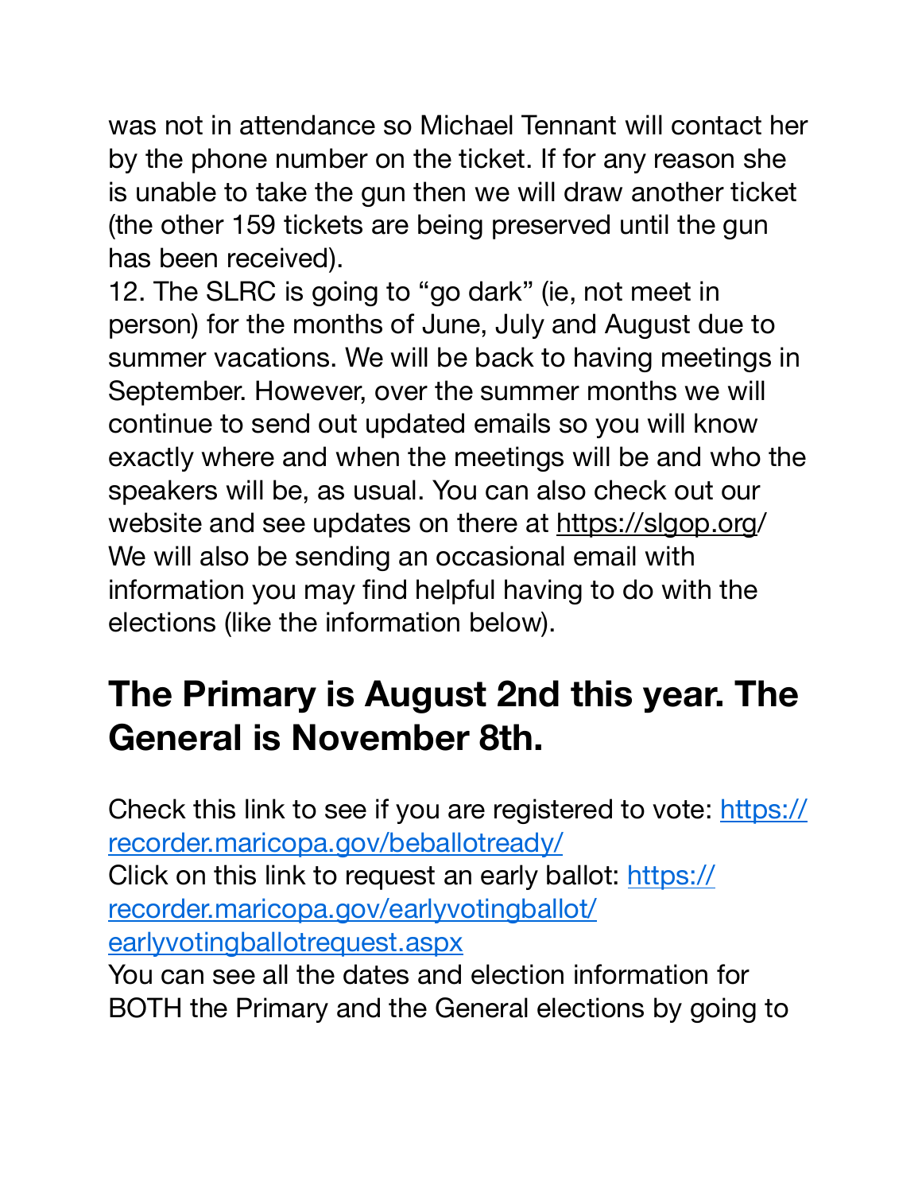was not in attendance so Michael Tennant will contact her by the phone number on the ticket. If for any reason she is unable to take the gun then we will draw another ticket (the other 159 tickets are being preserved until the gun has been received).

12. The SLRC is going to "go dark" (ie, not meet in person) for the months of June, July and August due to summer vacations. We will be back to having meetings in September. However, over the summer months we will continue to send out updated emails so you will know exactly where and when the meetings will be and who the speakers will be, as usual. You can also check out our website and see updates on there at https://slgop.org/ We will also be sending an occasional email with information you may find helpful having to do with the elections (like the information below).

## The Primary is August 2nd this year. The General is November 8th.

Check this link to see if you are registered to vote: https://recorder.maricopa.gov/beballotready/
Click on this link to request an early ballot: https://recorder.maricopa.gov/earlyvotingballot/earlyvotingballotrequest.aspx
You can see all the dates and election information for BOTH the Primary and the General elections by going to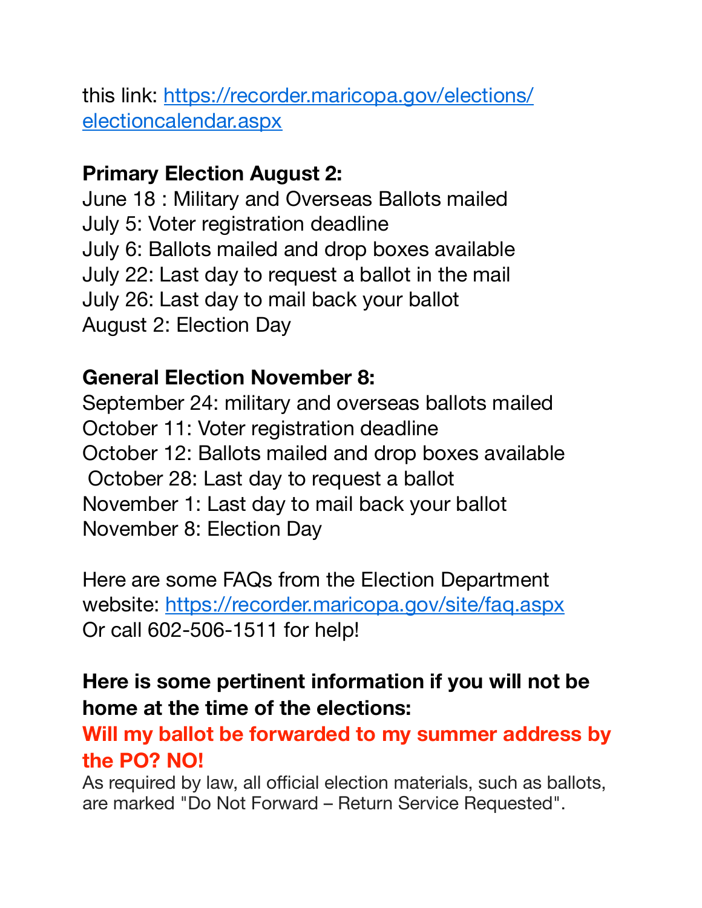this link: [https://recorder.maricopa.gov/elections/electioncalendar.aspx](https://recorder.maricopa.gov/elections/electioncalendar.aspx)

**Primary Election August 2:**

June 18 : Military and Overseas Ballots mailed
July 5: Voter registration deadline
July 6: Ballots mailed and drop boxes available
July 22: Last day to request a ballot in the mail
July 26: Last day to mail back your ballot
August 2: Election Day

**General Election November 8:**

September 24: military and overseas ballots mailed
October 11: Voter registration deadline
October 12: Ballots mailed and drop boxes available
October 28: Last day to request a ballot
November 1: Last day to mail back your ballot
November 8: Election Day

Here are some FAQs from the Election Department website: [https://recorder.maricopa.gov/site/faq.aspx](https://recorder.maricopa.gov/site/faq.aspx)
Or call 602-506-1511 for help!

**Here is some pertinent information if you will not be home at the time of the elections:**

**Will my ballot be forwarded to my summer address by the PO? NO!**

As required by law, all official election materials, such as ballots, are marked "Do Not Forward – Return Service Requested".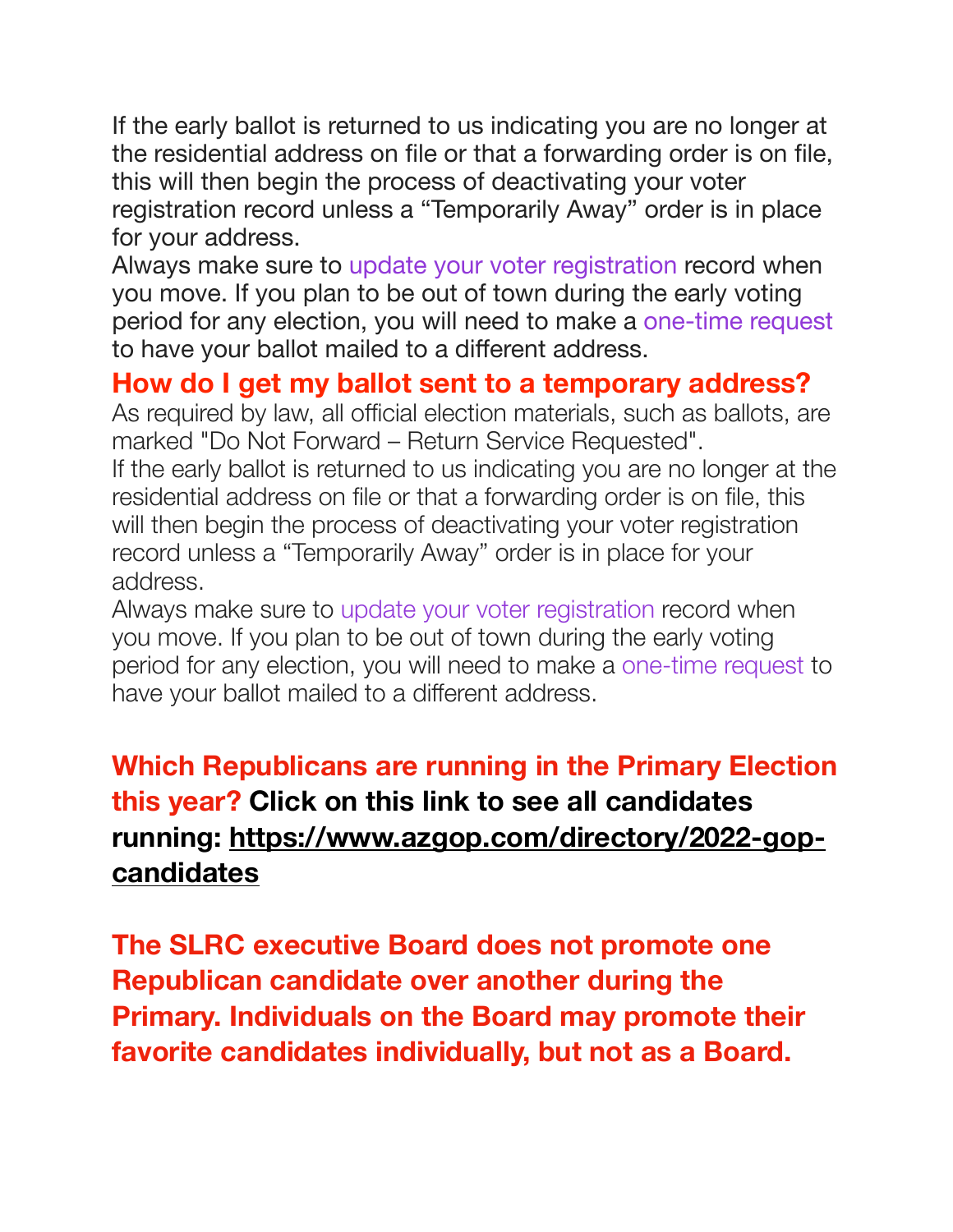If the early ballot is returned to us indicating you are no longer at the residential address on file or that a forwarding order is on file, this will then begin the process of deactivating your voter registration record unless a “Temporarily Away” order is in place for your address.

Always make sure to update your voter registration record when you move. If you plan to be out of town during the early voting period for any election, you will need to make a one-time request to have your ballot mailed to a different address.

## How do I get my ballot sent to a temporary address?

As required by law, all official election materials, such as ballots, are marked "Do Not Forward – Return Service Requested".

If the early ballot is returned to us indicating you are no longer at the residential address on file or that a forwarding order is on file, this will then begin the process of deactivating your voter registration record unless a “Temporarily Away” order is in place for your address.

Always make sure to update your voter registration record when you move. If you plan to be out of town during the early voting period for any election, you will need to make a one-time request to have your ballot mailed to a different address.

**Which Republicans are running in the Primary Election this year? Click on this link to see all candidates running: https://www.azgop.com/directory/2022-gop-candidates**

**The SLRC executive Board does not promote one Republican candidate over another during the Primary. Individuals on the Board may promote their favorite candidates individually, but not as a Board.**